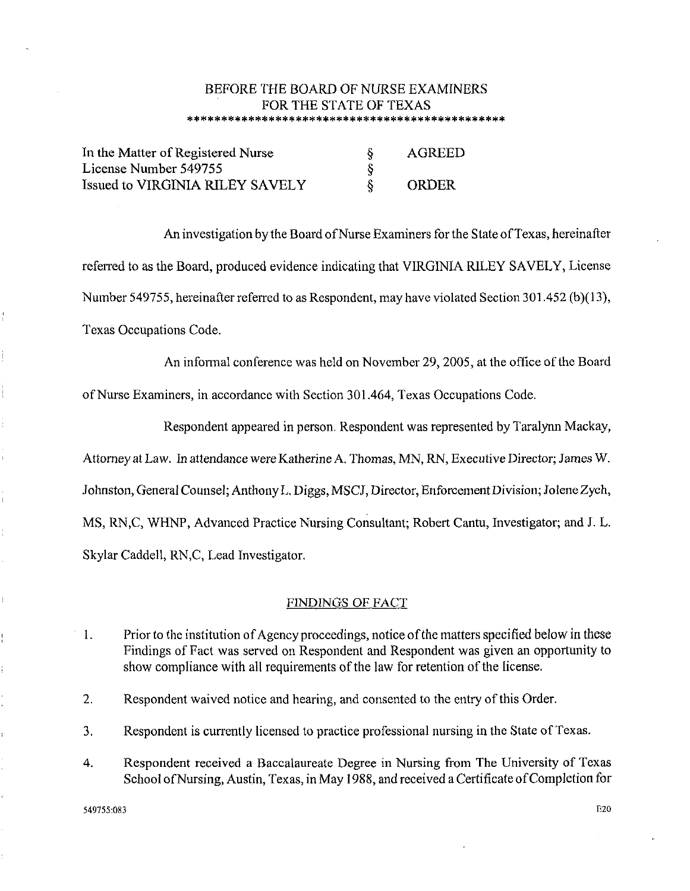BEFORE THE BOARD OF NURSE EXAMINERS
FOR THE STATE OF TEXAS
\*\*\*\*\*\*\*\*\*\*\*\*\*\*\*\*\*\*\*\*\*\*\*\*\*\*\*\*\*\*\*\*\*\*\*\*\*\*\*\*\*\*\*\*\*\*\*\*

| | | |
|---|---|---|
| In the Matter of Registered Nurse | § | AGREED |
| License Number 549755 | § | |
| Issued to VIRGINIA RILEY SAVELY | § | ORDER |

An investigation by the Board of Nurse Examiners for the State of Texas, hereinafter referred to as the Board, produced evidence indicating that VIRGINIA RILEY SAVELY, License Number 549755, hereinafter referred to as Respondent, may have violated Section 301.452 (b)(13), Texas Occupations Code.

An informal conference was held on November 29, 2005, at the office of the Board of Nurse Examiners, in accordance with Section 301.464, Texas Occupations Code.

Respondent appeared in person. Respondent was represented by Taralynn Mackay, Attorney at Law. In attendance were Katherine A. Thomas, MN, RN, Executive Director; James W. Johnston, General Counsel; Anthony L. Diggs, MSCJ, Director, Enforcement Division; Jolene Zych, MS, RN,C, WHNP, Advanced Practice Nursing Consultant; Robert Cantu, Investigator; and J. L. Skylar Caddell, RN,C, Lead Investigator.

## FINDINGS OF FACT

1. Prior to the institution of Agency proceedings, notice of the matters specified below in these Findings of Fact was served on Respondent and Respondent was given an opportunity to show compliance with all requirements of the law for retention of the license.

2. Respondent waived notice and hearing, and consented to the entry of this Order.

3. Respondent is currently licensed to practice professional nursing in the State of Texas.

4. Respondent received a Baccalaureate Degree in Nursing from The University of Texas School of Nursing, Austin, Texas, in May 1988, and received a Certificate of Completion for

549755:083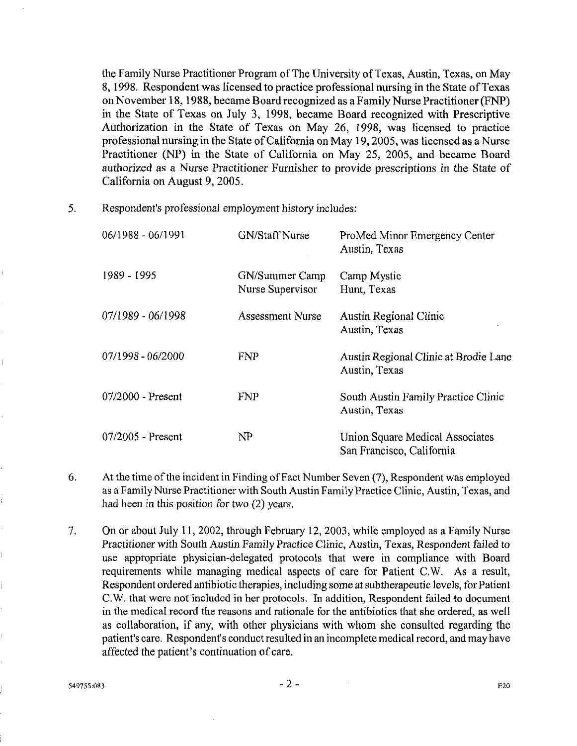the Family Nurse Practitioner Program of The University of Texas, Austin, Texas, on May 8, 1998. Respondent was licensed to practice professional nursing in the State of Texas on November 18, 1988, became Board recognized as a Family Nurse Practitioner (FNP) in the State of Texas on July 3, 1998, became Board recognized with Prescriptive Authorization in the State of Texas on May 26, 1998, was licensed to practice professional nursing in the State of California on May 19, 2005, was licensed as a Nurse Practitioner (NP) in the State of California on May 25, 2005, and became Board authorized as a Nurse Practitioner Furnisher to provide prescriptions in the State of California on August 9, 2005.

5. Respondent's professional employment history includes:

| | | |
|---|---|---|
| 06/1988 - 06/1991 | GN/Staff Nurse | ProMed Minor Emergency Center Austin, Texas |
| 1989 - 1995 | GN/Summer Camp Nurse Supervisor | Camp Mystic Hunt, Texas |
| 07/1989 - 06/1998 | Assessment Nurse | Austin Regional Clinic Austin, Texas |
| 07/1998 - 06/2000 | FNP | Austin Regional Clinic at Brodie Lane Austin, Texas |
| 07/2000 - Present | FNP | South Austin Family Practice Clinic Austin, Texas |
| 07/2005 - Present | NP | Union Square Medical Associates San Francisco, California |

6. At the time of the incident in Finding of Fact Number Seven (7), Respondent was employed as a Family Nurse Practitioner with South Austin Family Practice Clinic, Austin, Texas, and had been in this position for two (2) years.

7. On or about July 11, 2002, through February 12, 2003, while employed as a Family Nurse Practitioner with South Austin Family Practice Clinic, Austin, Texas, Respondent failed to use appropriate physician-delegated protocols that were in compliance with Board requirements while managing medical aspects of care for Patient C.W. As a result, Respondent ordered antibiotic therapies, including some at subtherapeutic levels, for Patient C.W. that were not included in her protocols. In addition, Respondent failed to document in the medical record the reasons and rationale for the antibiotics that she ordered, as well as collaboration, if any, with other physicians with whom she consulted regarding the patient's care. Respondent's conduct resulted in an incomplete medical record, and may have affected the patient's continuation of care.

549755:083 E20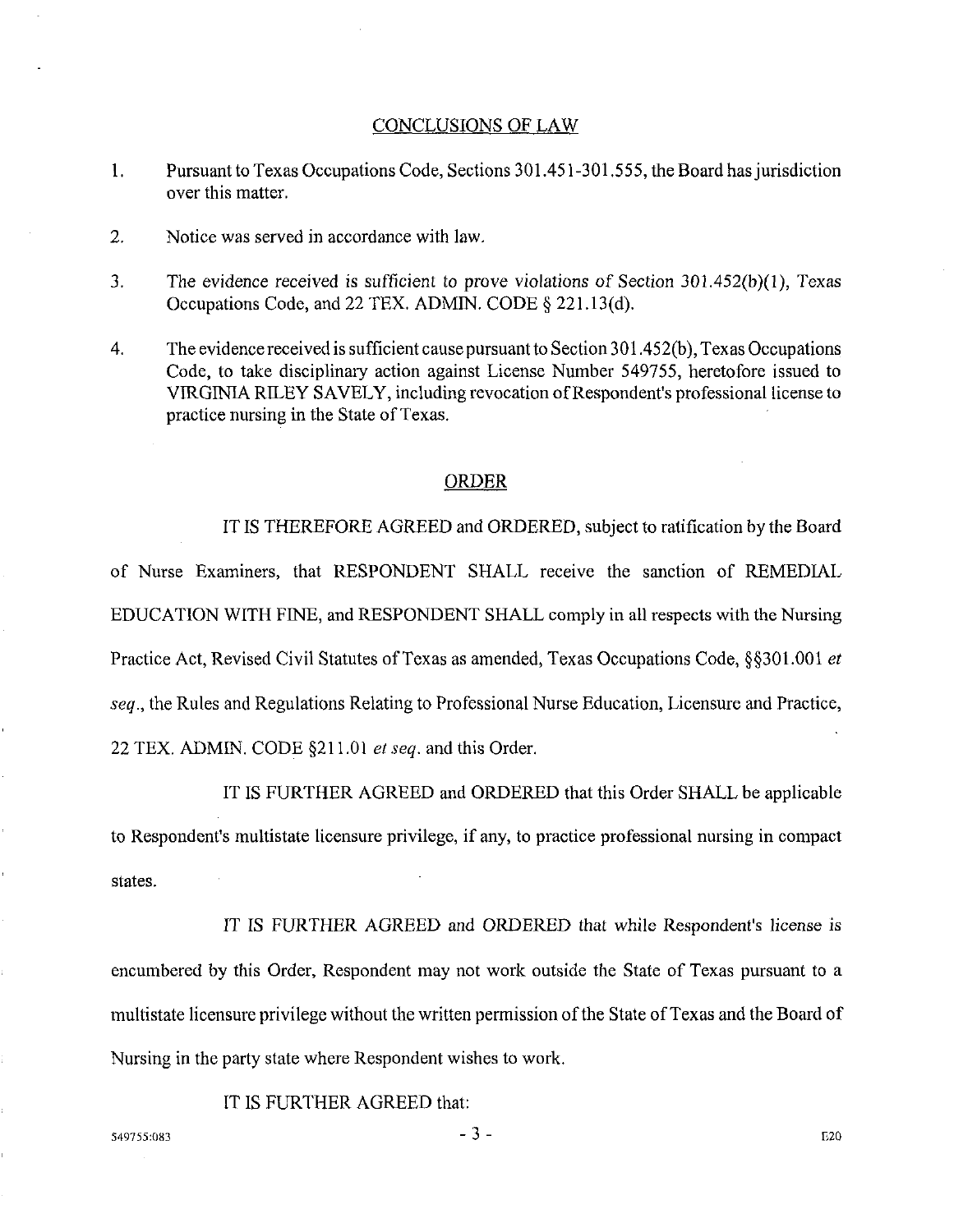## CONCLUSIONS OF LAW

1. Pursuant to Texas Occupations Code, Sections 301.451-301.555, the Board has jurisdiction over this matter.

2. Notice was served in accordance with law.

3. The evidence received is sufficient to prove violations of Section 301.452(b)(1), Texas Occupations Code, and 22 TEX. ADMIN. CODE § 221.13(d).

4. The evidence received is sufficient cause pursuant to Section 301.452(b), Texas Occupations Code, to take disciplinary action against License Number 549755, heretofore issued to VIRGINIA RILEY SAVELY, including revocation of Respondent's professional license to practice nursing in the State of Texas.

## ORDER

IT IS THEREFORE AGREED and ORDERED, subject to ratification by the Board of Nurse Examiners, that RESPONDENT SHALL receive the sanction of REMEDIAL EDUCATION WITH FINE, and RESPONDENT SHALL comply in all respects with the Nursing Practice Act, Revised Civil Statutes of Texas as amended, Texas Occupations Code, §§301.001 *et seq.*, the Rules and Regulations Relating to Professional Nurse Education, Licensure and Practice, 22 TEX. ADMIN. CODE §211.01 *et seq.* and this Order.

IT IS FURTHER AGREED and ORDERED that this Order SHALL be applicable to Respondent's multistate licensure privilege, if any, to practice professional nursing in compact states.

IT IS FURTHER AGREED and ORDERED that while Respondent's license is encumbered by this Order, Respondent may not work outside the State of Texas pursuant to a multistate licensure privilege without the written permission of the State of Texas and the Board of Nursing in the party state where Respondent wishes to work.

IT IS FURTHER AGREED that:

549755:083 E20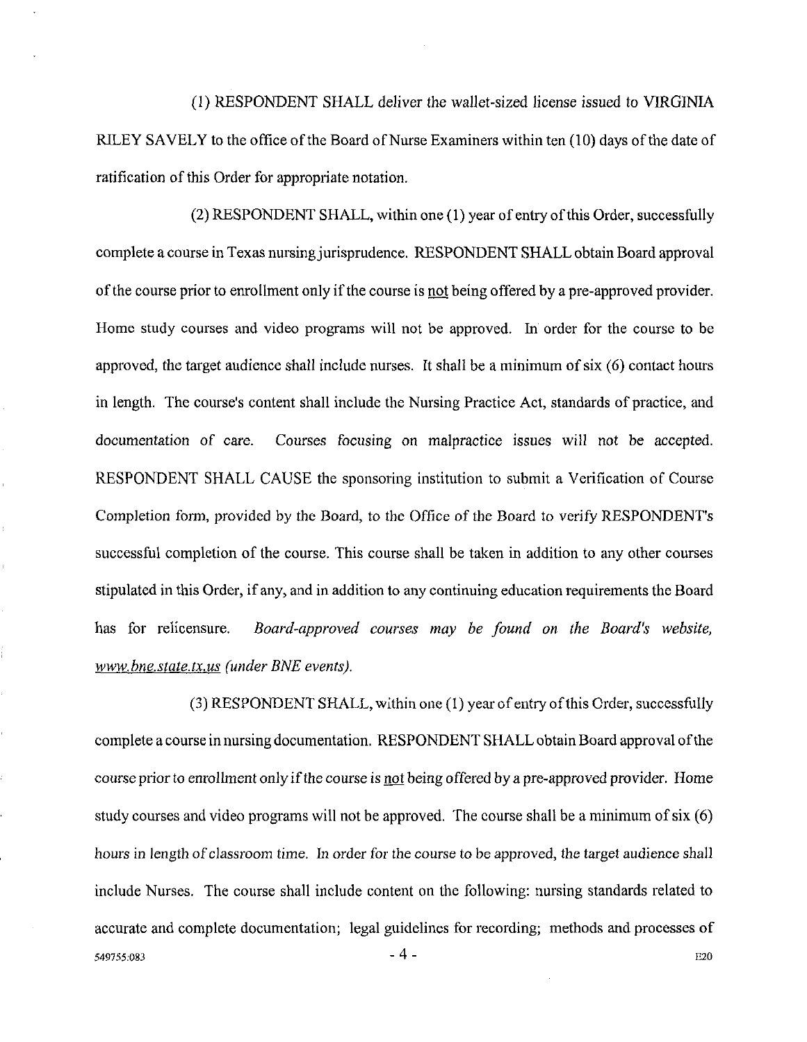(1) RESPONDENT SHALL deliver the wallet-sized license issued to VIRGINIA RILEY SAVELY to the office of the Board of Nurse Examiners within ten (10) days of the date of ratification of this Order for appropriate notation.

(2) RESPONDENT SHALL, within one (1) year of entry of this Order, successfully complete a course in Texas nursing jurisprudence. RESPONDENT SHALL obtain Board approval of the course prior to enrollment only if the course is not being offered by a pre-approved provider. Home study courses and video programs will not be approved. In order for the course to be approved, the target audience shall include nurses. It shall be a minimum of six (6) contact hours in length. The course's content shall include the Nursing Practice Act, standards of practice, and documentation of care. Courses focusing on malpractice issues will not be accepted. RESPONDENT SHALL CAUSE the sponsoring institution to submit a Verification of Course Completion form, provided by the Board, to the Office of the Board to verify RESPONDENT's successful completion of the course. This course shall be taken in addition to any other courses stipulated in this Order, if any, and in addition to any continuing education requirements the Board has for relicensure. *Board-approved courses may be found on the Board's website, www.bne.state.tx.us (under BNE events).*

(3) RESPONDENT SHALL, within one (1) year of entry of this Order, successfully complete a course in nursing documentation. RESPONDENT SHALL obtain Board approval of the course prior to enrollment only if the course is not being offered by a pre-approved provider. Home study courses and video programs will not be approved. The course shall be a minimum of six (6) hours in length of classroom time. In order for the course to be approved, the target audience shall include Nurses. The course shall include content on the following: nursing standards related to accurate and complete documentation; legal guidelines for recording; methods and processes of

549755:083 E20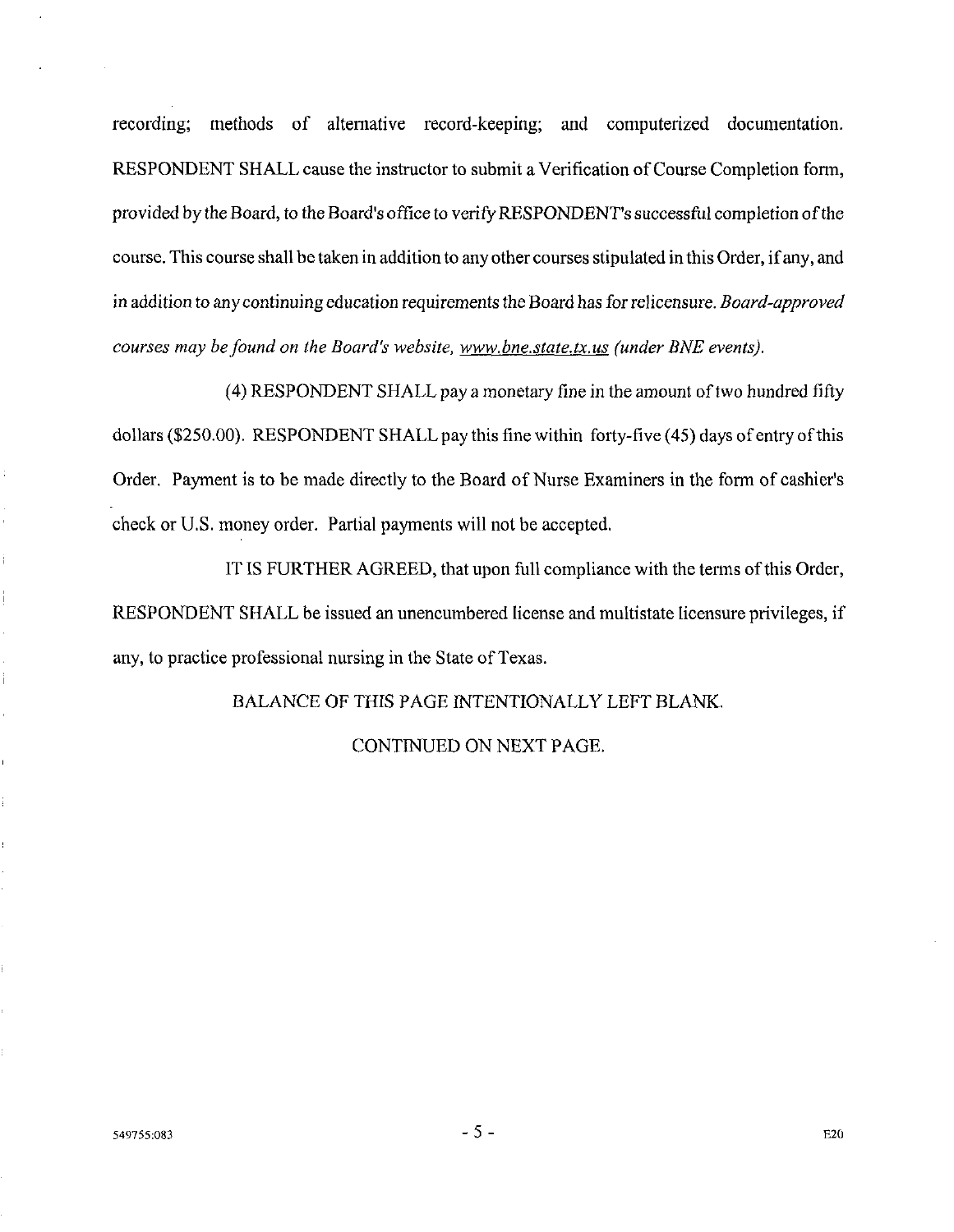recording; methods of alternative record-keeping; and computerized documentation. RESPONDENT SHALL cause the instructor to submit a Verification of Course Completion form, provided by the Board, to the Board's office to verify RESPONDENT's successful completion of the course. This course shall be taken in addition to any other courses stipulated in this Order, if any, and in addition to any continuing education requirements the Board has for relicensure. *Board-approved courses may be found on the Board's website, www.bne.state.tx.us (under BNE events).*

(4) RESPONDENT SHALL pay a monetary fine in the amount of two hundred fifty dollars ($250.00). RESPONDENT SHALL pay this fine within forty-five (45) days of entry of this Order. Payment is to be made directly to the Board of Nurse Examiners in the form of cashier's check or U.S. money order. Partial payments will not be accepted.

IT IS FURTHER AGREED, that upon full compliance with the terms of this Order, RESPONDENT SHALL be issued an unencumbered license and multistate licensure privileges, if any, to practice professional nursing in the State of Texas.

BALANCE OF THIS PAGE INTENTIONALLY LEFT BLANK.

CONTINUED ON NEXT PAGE.

549755:083 E20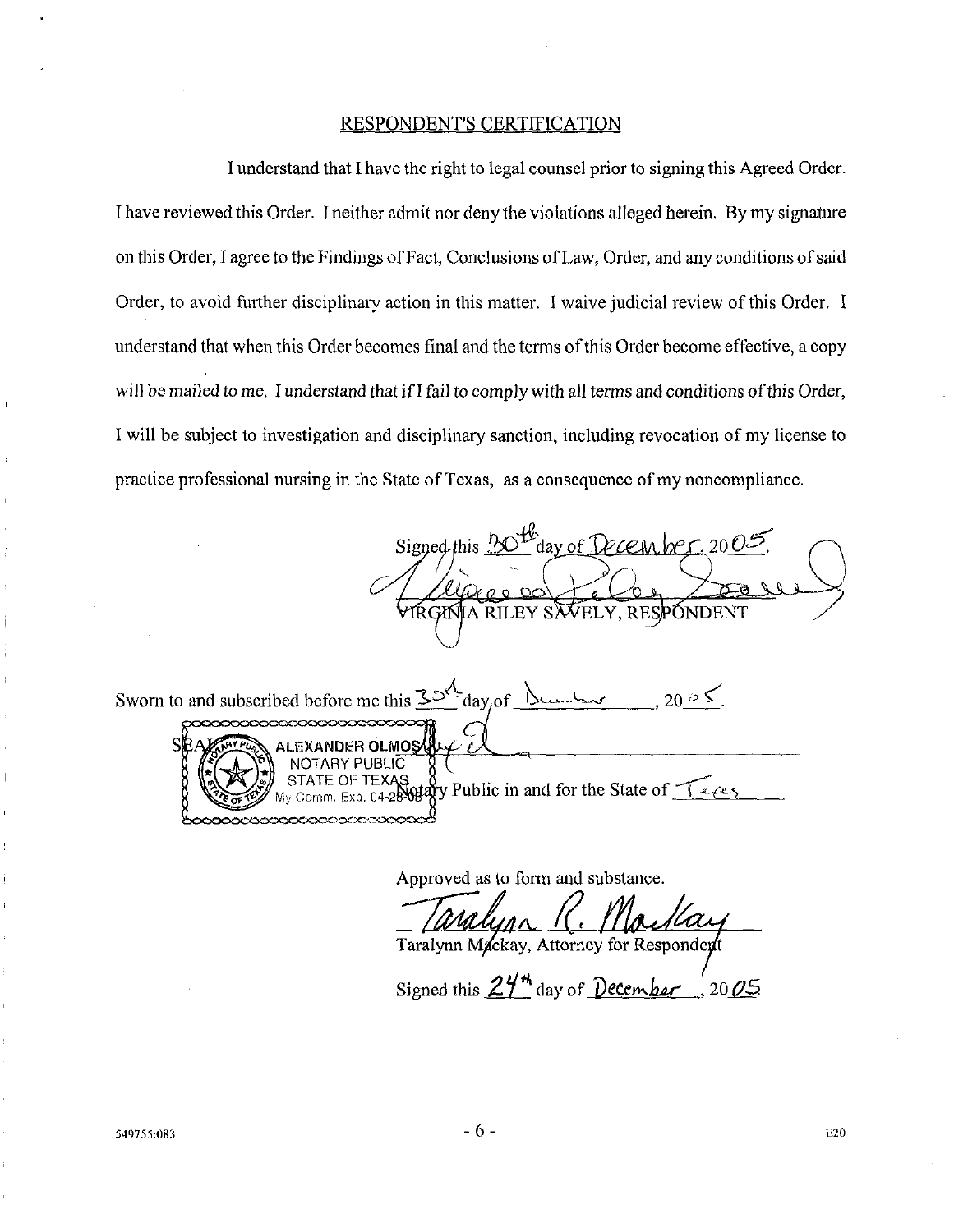## RESPONDENT'S CERTIFICATION

I understand that I have the right to legal counsel prior to signing this Agreed Order. I have reviewed this Order. I neither admit nor deny the violations alleged herein. By my signature on this Order, I agree to the Findings of Fact, Conclusions of Law, Order, and any conditions of said Order, to avoid further disciplinary action in this matter. I waive judicial review of this Order. I understand that when this Order becomes final and the terms of this Order become effective, a copy will be mailed to me. I understand that if I fail to comply with all terms and conditions of this Order, I will be subject to investigation and disciplinary sanction, including revocation of my license to practice professional nursing in the State of Texas, as a consequence of my noncompliance.

Signed this 30th day of December, 2005.

VIRGINIA RILEY SAVELY, RESPONDENT

Sworn to and subscribed before me this 30th day of December, 2005.

SEAL ALEXANDER OLMOS NOTARY PUBLIC STATE OF TEXAS My Comm. Exp. 04-28-08

Notary Public in and for the State of Texas

Approved as to form and substance.

Taralynn R. Mackay

Taralynn Mackay, Attorney for Respondent

Signed this 24th day of December, 2005

549755:083 E20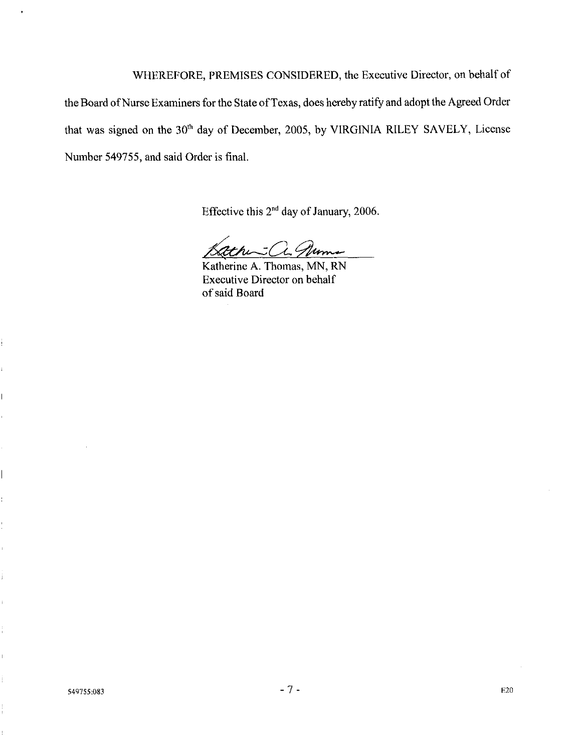WHEREFORE, PREMISES CONSIDERED, the Executive Director, on behalf of the Board of Nurse Examiners for the State of Texas, does hereby ratify and adopt the Agreed Order that was signed on the 30th day of December, 2005, by VIRGINIA RILEY SAVELY, License Number 549755, and said Order is final.

Effective this 2nd day of January, 2006.

Katherine A. Thomas, MN, RN
Executive Director on behalf
of said Board

549755:083

E20